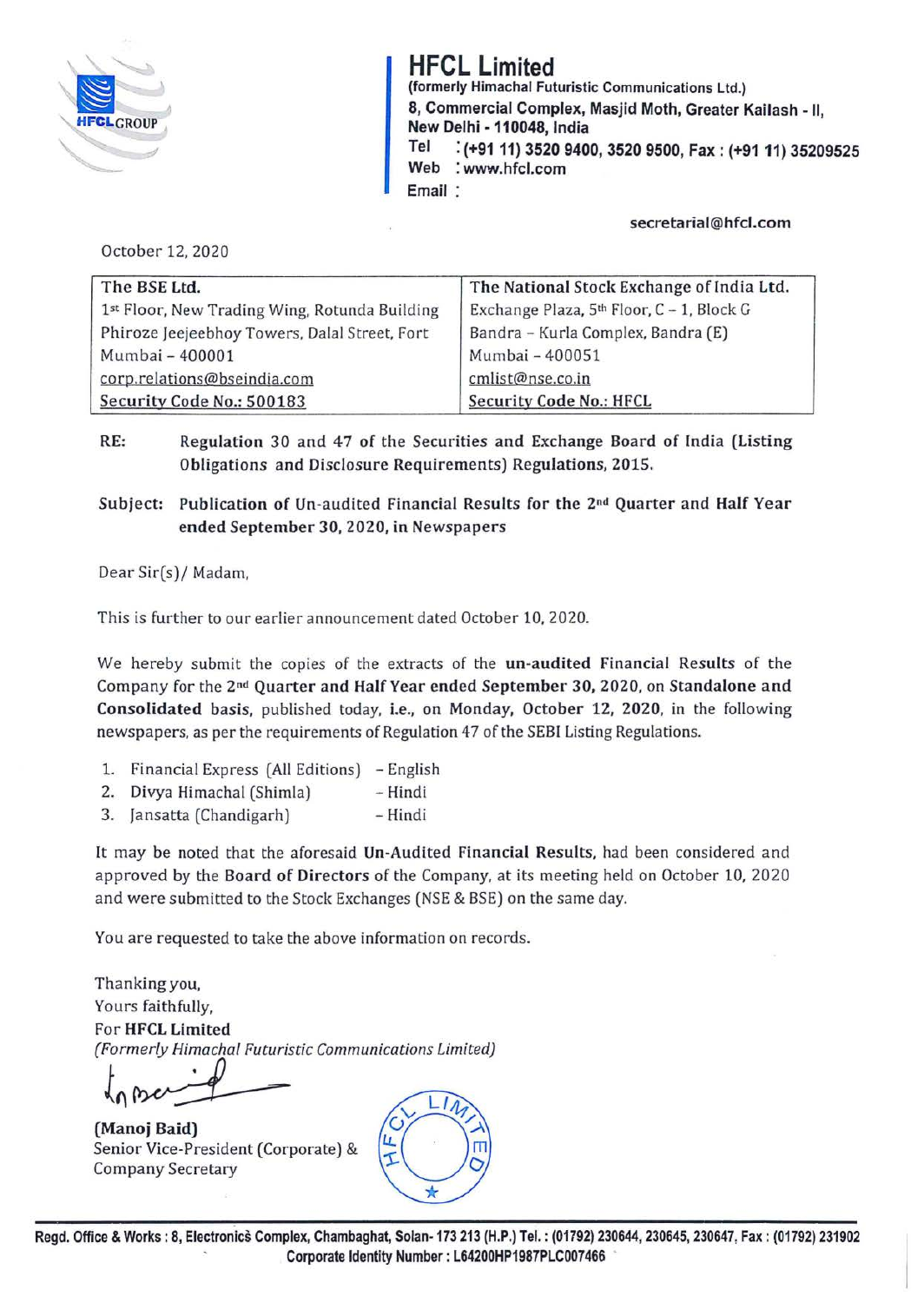# HFCL Limited

**(formerly Himachal Futuristic Communications Ltd.)**
**8, Commercial Complex, Masjid Moth, Greater Kailash - II, New Delhi - 110048, India**
**Tel : (+91 11) 3520 9400, 3520 9500, Fax : (+91 11) 35209525**
**Web : www.hfcl.com**
**Email : secretarial@hfcl.com**

October 12, 2020

| The BSE Ltd. | The National Stock Exchange of India Ltd. |
|---|---|
| 1st Floor, New Trading Wing, Rotunda Building | Exchange Plaza, 5th Floor, C – 1, Block G |
| Phiroze Jeejeebhoy Towers, Dalal Street, Fort | Bandra – Kurla Complex, Bandra (E) |
| Mumbai – 400001 | Mumbai – 400051 |
| corp.relations@bseindia.com | cmlist@nse.co.in |
| Security Code No.: 500183 | Security Code No.: HFCL |

**RE: Regulation 30 and 47 of the Securities and Exchange Board of India (Listing Obligations and Disclosure Requirements) Regulations, 2015.**

**Subject: Publication of Un-audited Financial Results for the 2nd Quarter and Half Year ended September 30, 2020, in Newspapers**

Dear Sir(s)/ Madam,

This is further to our earlier announcement dated October 10, 2020.

We hereby submit the copies of the extracts of the **un-audited Financial Results** of the Company for the **2nd Quarter and Half Year ended September 30, 2020**, on **Standalone and Consolidated basis**, published today, **i.e.**, on **Monday, October 12, 2020**, in the following newspapers, as per the requirements of Regulation 47 of the SEBI Listing Regulations.

1. Financial Express (All Editions) – English
2. Divya Himachal (Shimla) – Hindi
3. Jansatta (Chandigarh) – Hindi

It may be noted that the aforesaid **Un-Audited Financial Results**, had been considered and approved by the **Board of Directors** of the Company, at its meeting held on October 10, 2020 and were submitted to the Stock Exchanges (NSE & BSE) on the same day.

You are requested to take the above information on records.

Thanking you,
Yours faithfully,
For **HFCL Limited**
*(Formerly Himachal Futuristic Communications Limited)*

**(Manoj Baid)**
Senior Vice-President (Corporate) &
Company Secretary

**Regd. Office & Works : 8, Electronics Complex, Chambaghat, Solan- 173 213 (H.P.) Tel. : (01792) 230644, 230645, 230647, Fax : (01792) 231902**
**Corporate Identity Number : L64200HP1987PLC007466**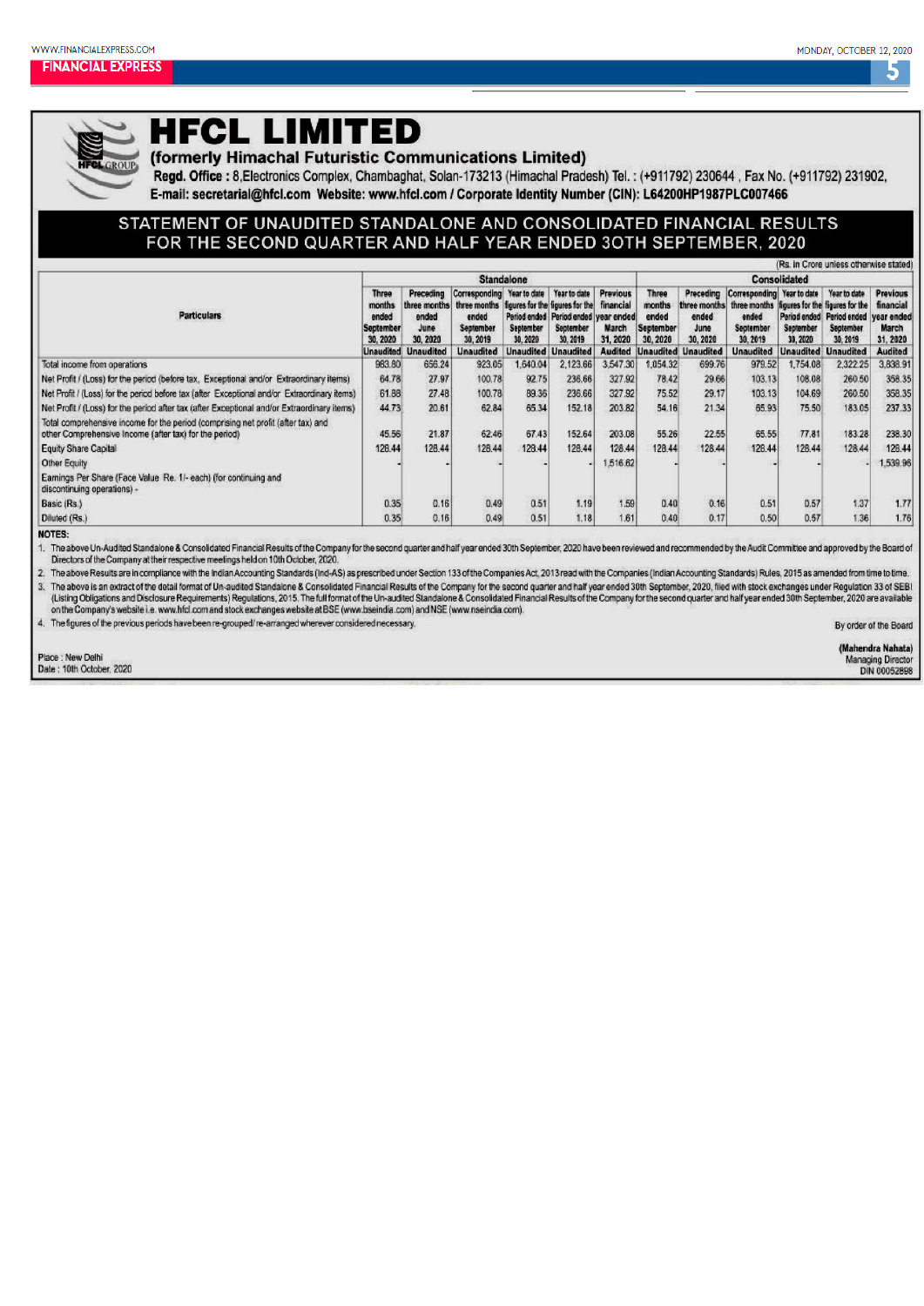# HFCL LIMITED

**(formerly Himachal Futuristic Communications Limited)**

**Regd. Office :** 8,Electronics Complex, Chambaghat, Solan-173213 (Himachal Pradesh) Tel. : (+911792) 230644 , Fax No. (+911792) 231902,
**E-mail: secretarial@hfcl.com Website: www.hfcl.com / Corporate Identity Number (CIN): L64200HP1987PLC007466**

## STATEMENT OF UNAUDITED STANDALONE AND CONSOLIDATED FINANCIAL RESULTS FOR THE SECOND QUARTER AND HALF YEAR ENDED 30TH SEPTEMBER, 2020

(Rs. in Crore unless otherwise stated)

| Particulars | Standalone | | | | | | Consolidated | | | | | |
|---|---|---|---|---|---|---|---|---|---|---|---|---|
| | Three months ended September 30, 2020 | Preceding three months ended June 30, 2020 | Corresponding three months ended September 30, 2019 | Year to date figures for the Period ended September 30, 2020 | Year to date figures for the Period ended September 30, 2019 | Previous financial year ended March 31, 2020 | Three months ended September 30, 2020 | Preceding three months ended June 30, 2020 | Corresponding three months ended September 30, 2019 | Year to date figures for the Period ended September 30, 2020 | Year to date figures for the Period ended September 30, 2019 | Previous financial year ended March 31, 2020 |
| | Unaudited | Unaudited | Unaudited | Unaudited | Unaudited | Audited | Unaudited | Unaudited | Unaudited | Unaudited | Unaudited | Audited |
| Total income from operations | 983.80 | 656.24 | 923.05 | 1,640.04 | 2,123.66 | 3,547.30 | 1,054.32 | 699.76 | 979.52 | 1,754.08 | 2,322.25 | 3,838.91 |
| Net Profit / (Loss) for the period (before tax, Exceptional and/or Extraordinary items) | 64.78 | 27.97 | 100.78 | 92.75 | 236.66 | 327.92 | 78.42 | 29.66 | 103.13 | 108.08 | 260.50 | 358.35 |
| Net Profit / (Loss) for the period before tax (after Exceptional and/or Extraordinary items) | 61.88 | 27.48 | 100.78 | 89.36 | 236.66 | 327.92 | 75.52 | 29.17 | 103.13 | 104.69 | 260.50 | 358.35 |
| Net Profit / (Loss) for the period after tax (after Exceptional and/or Extraordinary items) | 44.73 | 20.61 | 62.84 | 65.34 | 152.18 | 203.82 | 54.16 | 21.34 | 65.93 | 75.50 | 183.05 | 237.33 |
| Total comprehensive income for the period (comprising net profit (after tax) and other Comprehensive Income (after tax) for the period) | 45.56 | 21.87 | 62.46 | 67.43 | 152.64 | 203.08 | 55.26 | 22.55 | 65.55 | 77.81 | 183.28 | 238.30 |
| Equity Share Capital | 128.44 | 128.44 | 128.44 | 128.44 | 128.44 | 128.44 | 128.44 | 128.44 | 128.44 | 128.44 | 128.44 | 128.44 |
| Other Equity | - | - | - | - | - | 1,516.62 | - | - | - | - | - | 1,539.96 |
| Earnings Per Share (Face Value Re. 1/- each) (for continuing and discontinuing operations) - | | | | | | | | | | | | |
| Basic (Rs.) | 0.35 | 0.16 | 0.49 | 0.51 | 1.19 | 1.59 | 0.40 | 0.16 | 0.51 | 0.57 | 1.37 | 1.77 |
| Diluted (Rs.) | 0.35 | 0.16 | 0.49 | 0.51 | 1.18 | 1.61 | 0.40 | 0.17 | 0.50 | 0.57 | 1.36 | 1.76 |

**NOTES:**

1. The above Un-Audited Standalone & Consolidated Financial Results of the Company for the second quarter and half year ended 30th September, 2020 have been reviewed and recommended by the Audit Committee and approved by the Board of Directors of the Company at their respective meetings held on 10th October, 2020.
2. The above Results are in compliance with the Indian Accounting Standards (Ind-AS) as prescribed under Section 133 of the Companies Act, 2013 read with the Companies (Indian Accounting Standards) Rules, 2015 as amended from time to time.
3. The above is an extract of the detail format of Un-audited Standalone & Consolidated Financial Results of the Company for the second quarter and half year ended 30th September, 2020, filed with stock exchanges under Regulation 33 of SEBI (Listing Obligations and Disclosure Requirements) Regulations, 2015. The full format of the Un-audited Standalone & Consolidated Financial Results of the Company for the second quarter and half year ended 30th September, 2020 are available on the Company's website i.e. www.hfcl.com and stock exchanges website at BSE (www.bseindia.com) and NSE (www.nseindia.com).
4. The figures of the previous periods have been re-grouped/ re-arranged wherever considered necessary.

By order of the Board

**(Mahendra Nahata)**
Managing Director
DIN 00052898

Place : New Delhi
Date : 10th October, 2020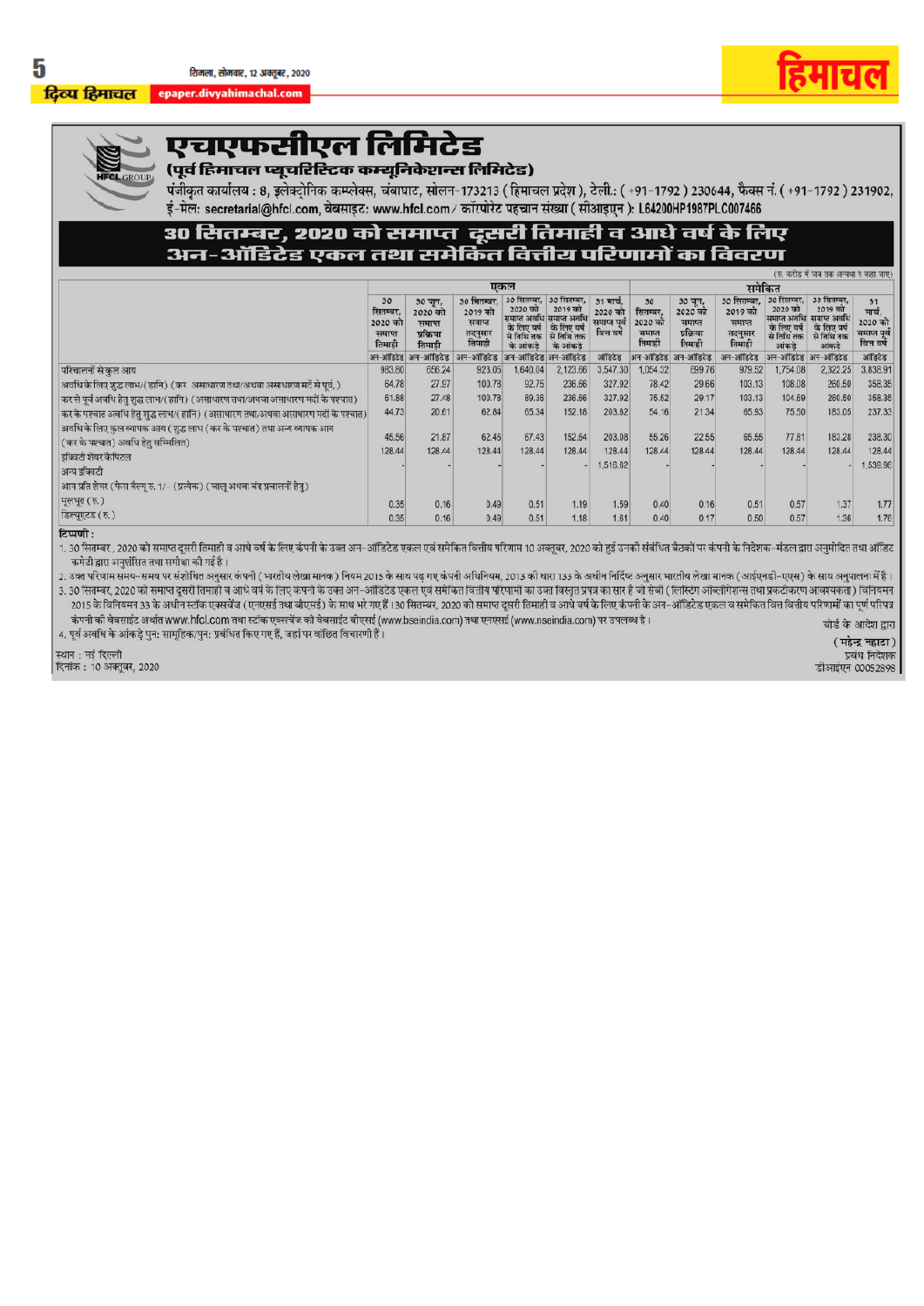# एचएफसीएल लिमिटेड

**(पूर्व हिमाचल फ्यूचरिस्टिक कम्यूनिकेशन्स लिमिटेड)**

पंजीकृत कार्यालय : 8, इलेक्ट्रोनिक कॉम्पलेक्स, चंबाघाट, सोलन-173213 (हिमाचल प्रदेश), टेली.: (+91-1792) 230644, फैक्स नं. (+91-1792) 231902, ई-मेल: secretarial@hfcl.com, वेबसाइट: www.hfcl.com / कॉर्पोरेट पहचान संख्या (सीआइएन): L64200HP1987PLC007466

## 30 सितम्बर, 2020 को समाप्त दूसरी तिमाही व आधे वर्ष के लिए अन-ऑडिटेड एकल तथा समेकित वित्तीय परिणामों का विवरण

(रु. करोड़ में जब तक अन्यथा न कहा जाए)

| | एकल | | | | | | समेकित | | | | | |
|---|---|---|---|---|---|---|---|---|---|---|---|---|
| | 30 सितम्बर, 2020 को समाप्त तिमाही | 30 जून, 2020 को समाप्त प्रक्रिया तिमाही | 30 सितम्बर, 2019 को समाप्त तदनुसार तिमाही | 30 सितम्बर, 2020 को समाप्त अवधि के लिए वर्ष से तिथि तक के आंकड़े | 30 सितम्बर, 2019 को समाप्त अवधि के लिए वर्ष से तिथि तक के आंकड़े | 31 मार्च, 2020 को समाप्त पूर्व वित्त वर्ष | 30 सितम्बर, 2020 को समाप्त तिमाही | 30 जून, 2020 को समाप्त प्रक्रिया तिमाही | 30 सितम्बर, 2019 को समाप्त तदनुसार तिमाही | 30 सितम्बर, 2020 को समाप्त अवधि के लिए वर्ष से तिथि तक आंकड़े | 30 सितम्बर, 2019 को समाप्त अवधि के लिए वर्ष से तिथि तक आंकड़े | 31 मार्च, 2020 को समाप्त पूर्व वित्त वर्ष |
| | अन-ऑडिटेड | अन-ऑडिटेड | अन-ऑडिटेड | अन-ऑडिटेड | अन-ऑडिटेड | ऑडिटेड | अन-ऑडिटेड | अन-ऑडिटेड | अन-ऑडिटेड | अन-ऑडिटेड | अन-ऑडिटेड | ऑडिटेड |
| परिचालनों से कुल आय | 983.60 | 656.24 | 923.05 | 1,640.04 | 2,123.66 | 3,547.30 | 1,054.32 | 699.76 | 979.52 | 1,754.08 | 2,322.25 | 3,838.91 |
| अवधि के लिए शुद्ध लाभ/(हानि) (कर, असाधारण तथा/अथवा असाधारण मदों से पूर्व,) | 64.78 | 27.97 | 103.73 | 92.75 | 236.66 | 327.92 | 78.42 | 29.66 | 103.13 | 108.08 | 260.50 | 358.35 |
| कर से पूर्व अवधि हेतु शुद्ध लाभ/(हानि) (असाधारण तथा/अथवा असाधारण मदों के पश्चात) | 61.88 | 27.48 | 103.73 | 89.36 | 236.66 | 327.92 | 75.52 | 29.17 | 103.13 | 104.69 | 260.50 | 358.35 |
| कर के पश्चात अवधि हेतु शुद्ध लाभ/(हानि) (असाधारण तथा/अथवा असाधारण मदों के पश्चात) | 44.73 | 20.61 | 62.84 | 65.34 | 152.16 | 203.82 | 54.16 | 21.34 | 65.93 | 75.50 | 163.05 | 237.33 |
| अवधि के लिए कुल व्यापक आय (शुद्ध लाभ (कर के पश्चात) तथा अन्य व्यापक आय (कर के पश्चात) अवधि हेतु सम्मिलित) | 45.56 | 21.87 | 62.45 | 67.43 | 152.64 | 203.08 | 55.26 | 22.55 | 65.55 | 77.81 | 163.28 | 236.30 |
| इक्विटी शेयर कैपिटल | 128.44 | 128.44 | 128.44 | 128.44 | 128.44 | 128.44 | 128.44 | 128.44 | 128.44 | 128.44 | 128.44 | 128.44 |
| अन्य इक्विटी | - | - | - | - | - | 1,516.62 | - | - | - | - | - | 1,539.96 |
| आय प्रति शेयर (फेस वैल्यू रु. 1/- (प्रत्येक) (चालू अथवा बंद प्रचालनों हेतु) | | | | | | | | | | | | |
| मूलभूत (रु.) | 0.35 | 0.16 | 0.49 | 0.51 | 1.19 | 1.59 | 0.40 | 0.16 | 0.51 | 0.57 | 1.37 | 1.77 |
| डिल्यूएटड (रु.) | 0.35 | 0.16 | 0.49 | 0.51 | 1.18 | 1.61 | 0.40 | 0.17 | 0.50 | 0.57 | 1.36 | 1.76 |

**टिप्पणी :**

1. 30 सितम्बर, 2020 को समाप्त दूसरी तिमाही व आधे वर्ष के लिए कंपनी के उक्त अन-ऑडिटेड एकल एवं समेकित वित्तीय परिणाम 10 अक्तूबर, 2020 को हुई उनकी संबंधित बैठकों पर कंपनी के निदेशक-मंडल द्वारा अनुमोदित तथा ऑडिट कमेटी द्वारा अनुशंसित तथा समीक्षा की गई है।
2. उक्त परिणाम समय-समय पर संशोधित अनुसार कंपनी (भारतीय लेखा मानक) नियम 2015 के साथ पढ़ गए कंपनी अधिनियम, 2013 की धारा 133 के अधीन निर्दिष्ट अनुसार भारतीय लेखा मानक (आईएनडी-एएस) के साथ अनुपालना में हैं।
3. 30 सितम्बर, 2020 को समाप्त दूसरी तिमाही व आधे वर्ष के लिए कंपनी के उक्त अन-ऑडिटेड एकल एवं समेकित वित्तीय परिणामों का उक्त विस्तृत प्रपत्र का सार है जो सेबी (लिस्टिंग ऑब्लीगेशन्स तथा प्रकटीकरण आवश्यकता) विनियमन 2015 के विनियमन 33 के अधीन स्टॉक एक्सचेंज (एनएसई तथा बीएसई) के साथ भरे गए हैं। 30 सितम्बर, 2020 को समाप्त दूसरी तिमाही व आधे वर्ष के लिए कंपनी के अन-ऑडिटेड एकल व समेकित वित्त वित्तीय परिणामों का पूर्ण परिपत्र कंपनी की वेबसाइट अर्थात www.hfcl.com तथा स्टॉक एक्सचेंज की वेबसाइट बीएसई (www.bseindia.com) तथा एनएसई (www.nseindia.com) पर उपलब्ध है।
4. पूर्व अवधि के आंकड़े पुनः सामूहिक/पुनः प्रबंधित किए गए हैं, जहां पर वांछित विचारणी हैं।

बोर्ड के आदेश द्वारा

(महेन्द्र नहाटा)

प्रबंध निदेशक

डीआइएन 00052898

स्थान : नई दिल्ली

दिनांक : 10 अक्तूबर, 2020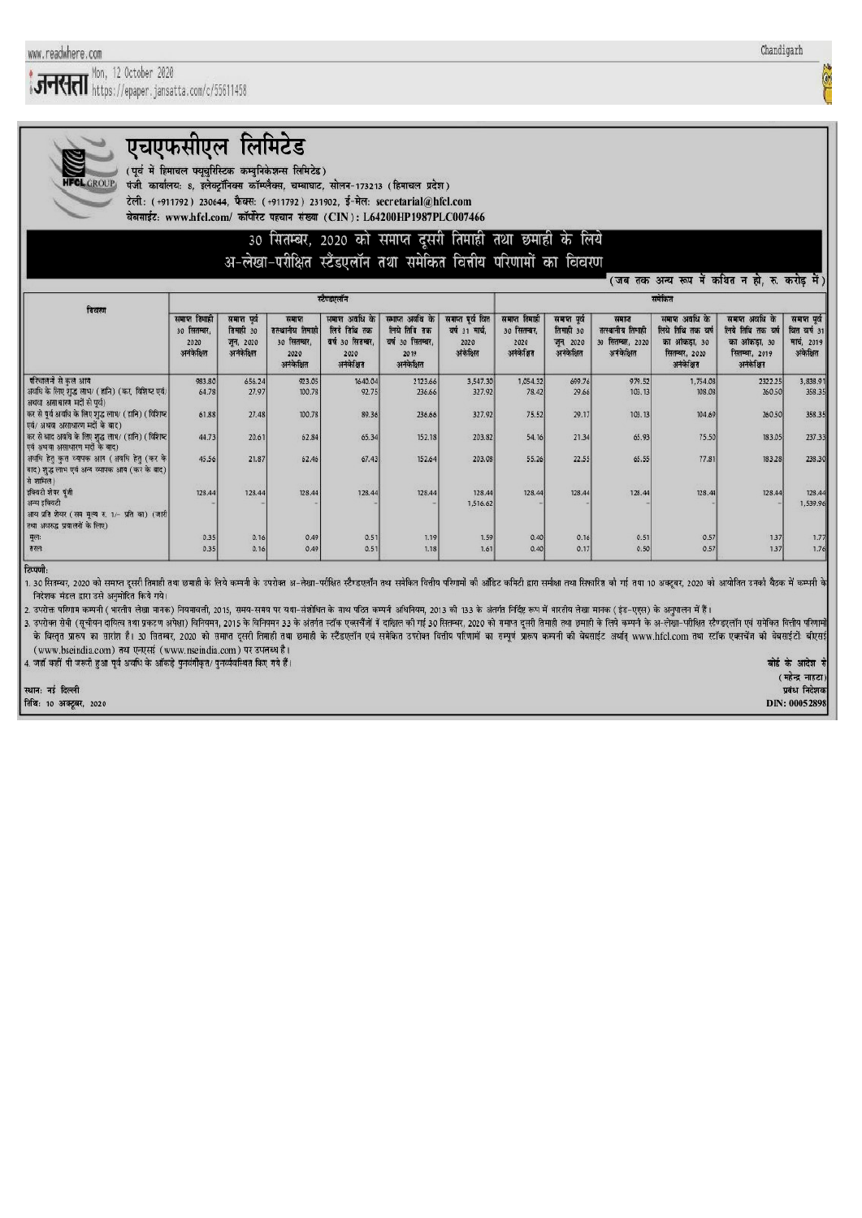# एचएफसीएल लिमिटेड

(पूर्व में हिमाचल फ्यूचुरिस्टिक कम्युनिकेशन्स लिमिटेड)

पंजी. कार्यालयः 8, इलेक्ट्रॉनिक्स कॉम्प्लैक्स, चम्बाघाट, सोलन-173213 (हिमाचल प्रदेश)

टेली.: (+911792) 230644, फैक्सः (+911792) 231902, ई-मेलः secretarial@hfcl.com

वेबसाईटः www.hfcl.com/ कॉर्पोरेट पहचान संख्या (CIN): L64200HP1987PLC007466

## 30 सितम्बर, 2020 को समाप्त दूसरी तिमाही तथा छमाही के लिये अ-लेखा-परीक्षित स्टैंडएलॉन तथा समेकित वित्तीय परिणामों का विवरण

(जब तक अन्य रूप में कथित न हो, रु. करोड़ में)

| विवरण | स्टैंडएलॉन | | | | | | समेकित | | | | | |
|---|---|---|---|---|---|---|---|---|---|---|---|---|
| | समाप्त तिमाही 30 सितम्बर, 2020 अनंकेक्षित | समाप्त पूर्व तिमाही 30 जून, 2020 अनंकेक्षित | समाप्त तत्स्थानीय तिमाही 30 सितम्बर, 2020 अनंकेक्षित | समाप्त अवधि के लिये तिथि तक वर्ष 30 सितम्बर, 2020 अनंकेक्षित | समाप्त अवधि के लिये तिथि तक वर्ष 30 सितम्बर, 2019 अनंकेक्षित | समाप्त पूर्व वित्त वर्ष 31 मार्च, 2020 अंकेक्षित | समाप्त तिमाही 30 सितम्बर, 2020 अनंकेक्षित | समाप्त पूर्व तिमाही 30 जून 2020 अनंकेक्षित | समाप्त तत्स्थानीय तिमाही 30 सितम्बर, 2020 अनंकेक्षित | समाप्त अवधि के लिये तिथि तक वर्ष का आंकड़ा, 30 सितम्बर, 2020 अनंकेक्षित | समाप्त अवधि के लिये तिथि तक वर्ष का आंकड़ा, 30 सितम्बर, 2019 अनंकेक्षित | समाप्त पूर्व वित्त वर्ष 31 मार्च, 2019 अंकेक्षित |
| परिचालनों से कुल आय | 983.80 | 656.24 | 923.05 | 1640.04 | 2123.66 | 3,547.30 | 1,054.32 | 699.76 | 979.52 | 1,754.08 | 2322.25 | 3,838.91 |
| अवधि के लिए शुद्ध लाभ/ (हानि) (कर, विशिष्ट एवं/ अथवा असाधारण मदों से पूर्व) | 64.78 | 27.97 | 100.78 | 92.75 | 236.66 | 327.92 | 78.42 | 29.66 | 103.13 | 108.08 | 260.50 | 358.35 |
| कर से पूर्व अवधि के लिए शुद्ध लाभ/ (हानि) (विशिष्ट एवं/ अथवा असाधारण मदों के बाद) | 61.88 | 27.48 | 100.78 | 89.36 | 236.66 | 327.92 | 75.52 | 29.17 | 103.13 | 104.69 | 260.50 | 358.35 |
| कर से बाद अवधि के लिए शुद्ध लाभ/ (हानि) (विशिष्ट एवं अथवा असाधारण मदों के बाद) | 44.73 | 20.61 | 62.84 | 65.34 | 152.18 | 203.82 | 54.16 | 21.34 | 65.93 | 75.50 | 183.05 | 237.33 |
| अवधि हेतु कुल व्यापक आय (अवधि हेतु (कर के बाद) शुद्ध लाभ एवं अन्य व्यापक आय (कर के बाद) से शामिल) | 45.56 | 21.87 | 62.46 | 67.43 | 152.64 | 203.08 | 55.26 | 22.55 | 65.55 | 77.81 | 183.28 | 238.30 |
| इक्विटी शेयर पूंजी | 128.44 | 128.44 | 128.44 | 128.44 | 128.44 | 128.44 | 128.44 | 128.44 | 128.44 | 128.44 | 128.44 | 128.44 |
| अन्य इक्विटी | - | - | - | - | - | 1,516.62 | - | - | - | - | - | 1,539.96 |
| आय प्रति शेयर (सम मूल्य रु. 1/- प्रति का) (जारी तथा अवरुद्ध प्रचालनों के लिए) | | | | | | | | | | | | |
| मूलः | 0.35 | 0.16 | 0.49 | 0.51 | 1.19 | 1.59 | 0.40 | 0.16 | 0.51 | 0.57 | 1.37 | 1.77 |
| तरलः | 0.35 | 0.16 | 0.49 | 0.51 | 1.18 | 1.61 | 0.40 | 0.17 | 0.50 | 0.57 | 1.37 | 1.76 |

टिप्पणी:

1. 30 सितम्बर, 2020 को समाप्त दूसरी तिमाही तथा छमाही के लिये कम्पनी के उपरोक्त अ-लेखा-परीक्षित स्टैंडएलॉन तथा समेकित वित्तीय परिणामों की ऑडिट कमिटी द्वारा समीक्षा तथा सिफारिश की गई तथा 10 अक्टूबर, 2020 को आयोजित उनकी बैठक में कम्पनी के निदेशक मंडल द्वारा उसे अनुमोदित किये गये।
2. उपरोक्त परिणाम कम्पनी (भारतीय लेखा मानक) नियमावली, 2015, समय-समय पर यथा-संशोधित के साथ पठित कम्पनी अधिनियम, 2013 की 133 के अंतर्गत निर्दिष्ट रूप में भारतीय लेखा मानक (इंड-एएस) के अनुपालन में हैं।
3. उपरोक्त सेबी (सूचीयन दायित्व तथा प्रकटण अपेक्षा) विनियमन, 2015 के विनियमन 33 के अंतर्गत स्टॉक एक्सचैंजों में दाखिल की गई 30 सितम्बर, 2020 को समाप्त दूसरी तिमाही तथा छमाही के लिये कम्पनी के अ-लेखा-परीक्षित स्टैण्डएलॉन एवं समेकित वित्तीय परिणामों के विस्तृत प्रारूप का सारांश है। 30 सितम्बर, 2020 को समाप्त दूसरी तिमाही तथा छमाही के स्टैंडएलॉन एवं समेकित उपरोक्त वित्तीय परिणामों का सम्पूर्ण प्रारूप कम्पनी की वेबसाईट अर्थात् www.hfcl.com तथा स्टॉक एक्सचेंज की वेबसाईटों बीएसई (www.bseindia.com) तथा एनएसई (www.nseindia.com) पर उपलब्ध है।
4. जहाँ कहीं भी जरूरी हुआ पूर्व अवधि के आँकड़े पुनर्समूहीकृत/ पुनर्व्यवस्थित किए गये हैं।

बोर्ड के आदेश से

(महेन्द्र नाहटा)

प्रबंध निदेशक

DIN: 00052898

स्थानः नई दिल्ली

तिथि: 10 अक्टूबर, 2020